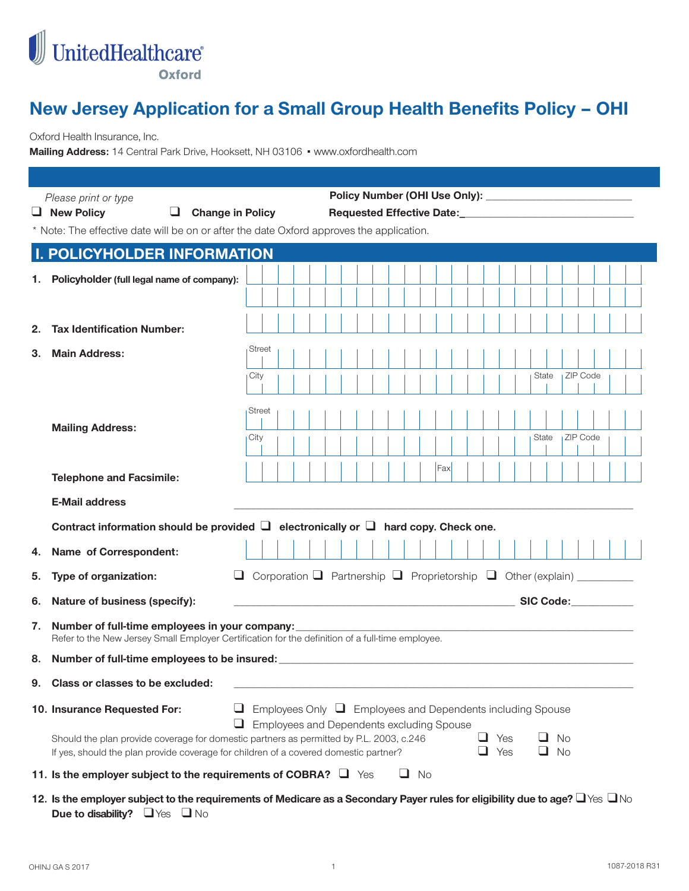UnitedHealthcare
Oxford

# New Jersey Application for a Small Group Health Benefits Policy – OHI

Oxford Health Insurance, Inc.
**Mailing Address:** 14 Central Park Drive, Hooksett, NH 03106 ▪ www.oxfordhealth.com

*Please print or type*

❑ **New Policy** ❑ **Change in Policy**

**Policy Number (OHI Use Only):** ___________________________
**Requested Effective Date:**_________________________________

\* Note: The effective date will be on or after the date Oxford approves the application.

## I. POLICYHOLDER INFORMATION

1. **Policyholder (full legal name of company):**

2. **Tax Identification Number:**

3. **Main Address:** Street / City / State / ZIP Code

   **Mailing Address:** Street / City / State / ZIP Code

   **Telephone and Facsimile:** Fax

   **E-Mail address** _______________________________________________

   **Contract information should be provided ❑ electronically or ❑ hard copy. Check one.**

4. **Name of Correspondent:**

5. **Type of organization:** ❑ Corporation ❑ Partnership ❑ Proprietorship ❑ Other (explain) __________

6. **Nature of business (specify):** _______________________________ **SIC Code:**___________

7. **Number of full-time employees in your company:**_______________________________
   Refer to the New Jersey Small Employer Certification for the definition of a full-time employee.

8. **Number of full-time employees to be insured:** _______________________________

9. **Class or classes to be excluded:** _______________________________

10. **Insurance Requested For:** ❑ Employees Only ❑ Employees and Dependents including Spouse ❑ Employees and Dependents excluding Spouse

    Should the plan provide coverage for domestic partners as permitted by P.L. 2003, c.246 ❑ Yes ❑ No
    If yes, should the plan provide coverage for children of a covered domestic partner? ❑ Yes ❑ No

11. **Is the employer subject to the requirements of COBRA?** ❑ Yes ❑ No

12. **Is the employer subject to the requirements of Medicare as a Secondary Payer rules for eligibility due to age?** ❑ Yes ❑ No
    **Due to disability?** ❑ Yes ❑ No

OHINJ GA S 2017

1087-2018 R31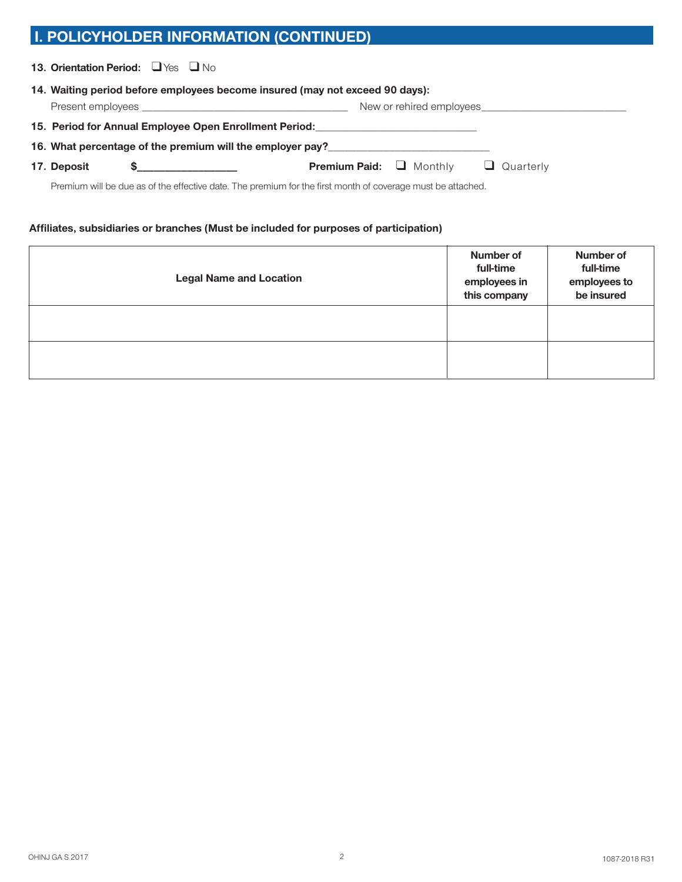## I. POLICYHOLDER INFORMATION (CONTINUED)

**13. Orientation Period:** ❑ Yes ❑ No

**14. Waiting period before employees become insured (may not exceed 90 days):**

Present employees ___________________________________ New or rehired employees_________________________

**15. Period for Annual Employee Open Enrollment Period:**_____________________________

**16. What percentage of the premium will the employer pay?**_____________________________

**17. Deposit** $_________________ **Premium Paid:** ❑ Monthly ❑ Quarterly

Premium will be due as of the effective date. The premium for the first month of coverage must be attached.

**Affiliates, subsidiaries or branches (Must be included for purposes of participation)**

| Legal Name and Location | Number of full-time employees in this company | Number of full-time employees to be insured |
| --- | --- | --- |
| | | |
| | | |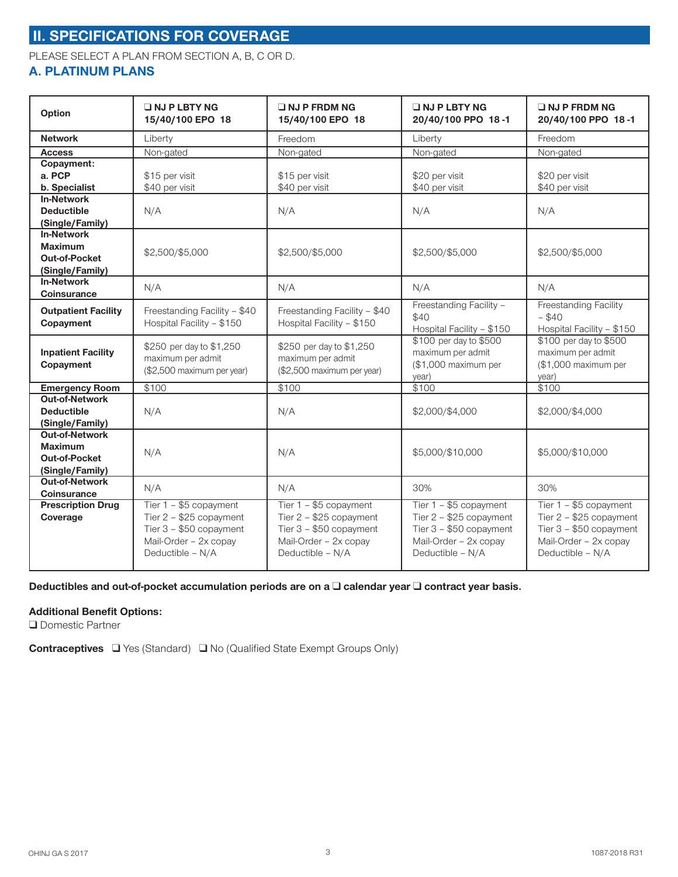## II. SPECIFICATIONS FOR COVERAGE

PLEASE SELECT A PLAN FROM SECTION A, B, C OR D.

### A. PLATINUM PLANS

| Option | ❑ NJ P LBTY NG 15/40/100 EPO 18 | ❑ NJ P FRDM NG 15/40/100 EPO 18 | ❑ NJ P LBTY NG 20/40/100 PPO 18-1 | ❑ NJ P FRDM NG 20/40/100 PPO 18-1 |
|---|---|---|---|---|
| **Network** | Liberty | Freedom | Liberty | Freedom |
| **Access** | Non-gated | Non-gated | Non-gated | Non-gated |
| **Copayment:**<br>**a. PCP**<br>**b. Specialist** | $15 per visit<br>$40 per visit | $15 per visit<br>$40 per visit | $20 per visit<br>$40 per visit | $20 per visit<br>$40 per visit |
| **In-Network Deductible (Single/Family)** | N/A | N/A | N/A | N/A |
| **In-Network Maximum Out-of-Pocket (Single/Family)** | $2,500/$5,000 | $2,500/$5,000 | $2,500/$5,000 | $2,500/$5,000 |
| **In-Network Coinsurance** | N/A | N/A | N/A | N/A |
| **Outpatient Facility Copayment** | Freestanding Facility – $40<br>Hospital Facility – $150 | Freestanding Facility – $40<br>Hospital Facility – $150 | Freestanding Facility – $40<br>Hospital Facility – $150 | Freestanding Facility – $40<br>Hospital Facility – $150 |
| **Inpatient Facility Copayment** | $250 per day to $1,250 maximum per admit ($2,500 maximum per year) | $250 per day to $1,250 maximum per admit ($2,500 maximum per year) | $100 per day to $500 maximum per admit ($1,000 maximum per year) | $100 per day to $500 maximum per admit ($1,000 maximum per year) |
| **Emergency Room** | $100 | $100 | $100 | $100 |
| **Out-of-Network Deductible (Single/Family)** | N/A | N/A | $2,000/$4,000 | $2,000/$4,000 |
| **Out-of-Network Maximum Out-of-Pocket (Single/Family)** | N/A | N/A | $5,000/$10,000 | $5,000/$10,000 |
| **Out-of-Network Coinsurance** | N/A | N/A | 30% | 30% |
| **Prescription Drug Coverage** | Tier 1 – $5 copayment<br>Tier 2 – $25 copayment<br>Tier 3 – $50 copayment<br>Mail-Order – 2x copay<br>Deductible – N/A | Tier 1 – $5 copayment<br>Tier 2 – $25 copayment<br>Tier 3 – $50 copayment<br>Mail-Order – 2x copay<br>Deductible – N/A | Tier 1 – $5 copayment<br>Tier 2 – $25 copayment<br>Tier 3 – $50 copayment<br>Mail-Order – 2x copay<br>Deductible – N/A | Tier 1 – $5 copayment<br>Tier 2 – $25 copayment<br>Tier 3 – $50 copayment<br>Mail-Order – 2x copay<br>Deductible – N/A |

**Deductibles and out-of-pocket accumulation periods are on a ❑ calendar year ❑ contract year basis.**

**Additional Benefit Options:**

❑ Domestic Partner

**Contraceptives** ❑ Yes (Standard) ❑ No (Qualified State Exempt Groups Only)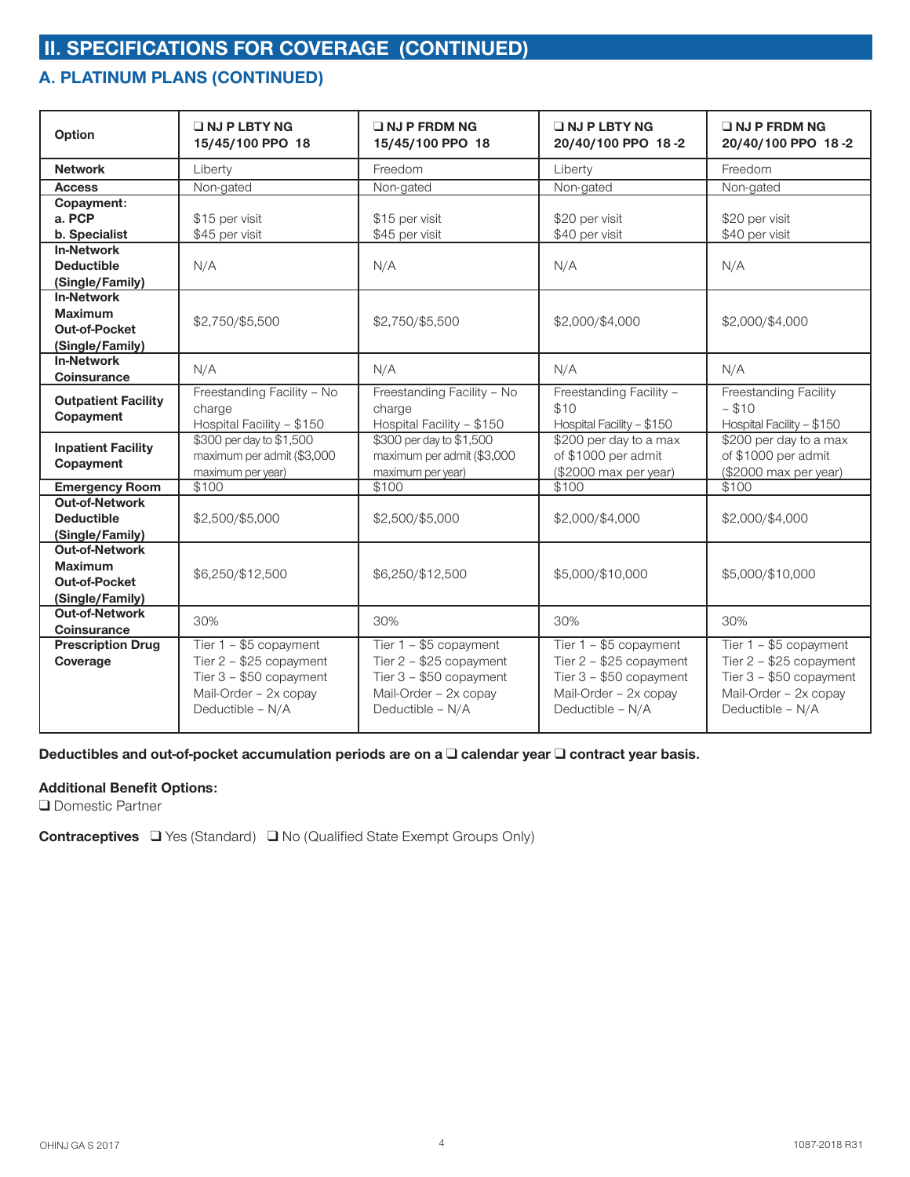## II. SPECIFICATIONS FOR COVERAGE (CONTINUED)

### A. PLATINUM PLANS (CONTINUED)

| Option | ❑ NJ P LBTY NG 15/45/100 PPO 18 | ❑ NJ P FRDM NG 15/45/100 PPO 18 | ❑ NJ P LBTY NG 20/40/100 PPO 18-2 | ❑ NJ P FRDM NG 20/40/100 PPO 18-2 |
|---|---|---|---|---|
| **Network** | Liberty | Freedom | Liberty | Freedom |
| **Access** | Non-gated | Non-gated | Non-gated | Non-gated |
| **Copayment:**<br>**a. PCP**<br>**b. Specialist** | $15 per visit<br>$45 per visit | $15 per visit<br>$45 per visit | $20 per visit<br>$40 per visit | $20 per visit<br>$40 per visit |
| **In-Network Deductible (Single/Family)** | N/A | N/A | N/A | N/A |
| **In-Network Maximum Out-of-Pocket (Single/Family)** | $2,750/$5,500 | $2,750/$5,500 | $2,000/$4,000 | $2,000/$4,000 |
| **In-Network Coinsurance** | N/A | N/A | N/A | N/A |
| **Outpatient Facility Copayment** | Freestanding Facility – No charge<br>Hospital Facility – $150 | Freestanding Facility – No charge<br>Hospital Facility – $150 | Freestanding Facility – $10<br>Hospital Facility – $150 | Freestanding Facility – $10<br>Hospital Facility – $150 |
| **Inpatient Facility Copayment** | $300 per day to $1,500 maximum per admit ($3,000 maximum per year) | $300 per day to $1,500 maximum per admit ($3,000 maximum per year) | $200 per day to a max of $1000 per admit ($2000 max per year) | $200 per day to a max of $1000 per admit ($2000 max per year) |
| **Emergency Room** | $100 | $100 | $100 | $100 |
| **Out-of-Network Deductible (Single/Family)** | $2,500/$5,000 | $2,500/$5,000 | $2,000/$4,000 | $2,000/$4,000 |
| **Out-of-Network Maximum Out-of-Pocket (Single/Family)** | $6,250/$12,500 | $6,250/$12,500 | $5,000/$10,000 | $5,000/$10,000 |
| **Out-of-Network Coinsurance** | 30% | 30% | 30% | 30% |
| **Prescription Drug Coverage** | Tier 1 – $5 copayment<br>Tier 2 – $25 copayment<br>Tier 3 – $50 copayment<br>Mail-Order – 2x copay<br>Deductible – N/A | Tier 1 – $5 copayment<br>Tier 2 – $25 copayment<br>Tier 3 – $50 copayment<br>Mail-Order – 2x copay<br>Deductible – N/A | Tier 1 – $5 copayment<br>Tier 2 – $25 copayment<br>Tier 3 – $50 copayment<br>Mail-Order – 2x copay<br>Deductible – N/A | Tier 1 – $5 copayment<br>Tier 2 – $25 copayment<br>Tier 3 – $50 copayment<br>Mail-Order – 2x copay<br>Deductible – N/A |

**Deductibles and out-of-pocket accumulation periods are on a ❑ calendar year ❑ contract year basis.**

**Additional Benefit Options:**

❑ Domestic Partner

**Contraceptives** ❑ Yes (Standard) ❑ No (Qualified State Exempt Groups Only)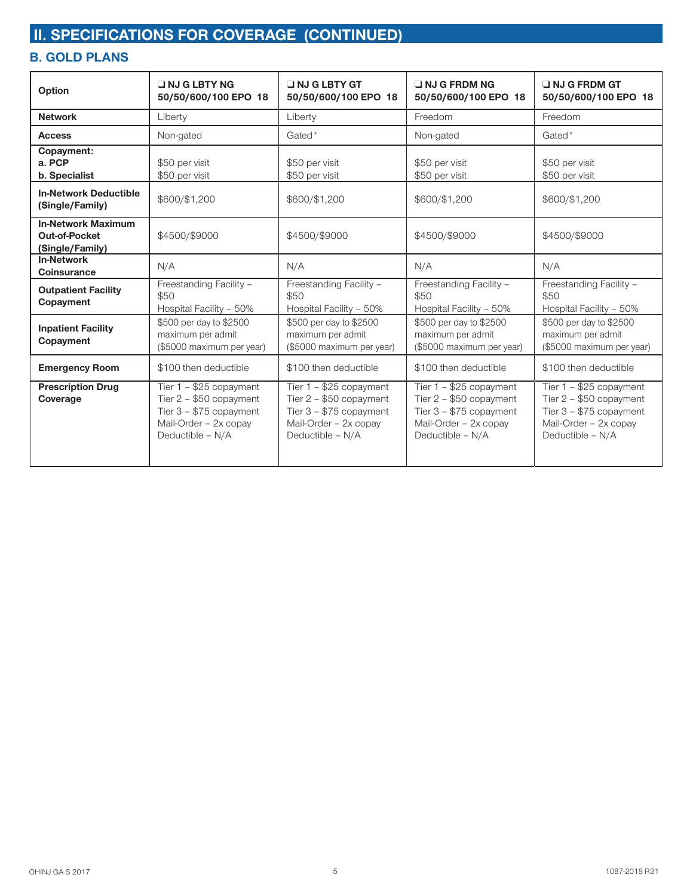## II. SPECIFICATIONS FOR COVERAGE (CONTINUED)

### B. GOLD PLANS

| Option | ❑ NJ G LBTY NG 50/50/600/100 EPO 18 | ❑ NJ G LBTY GT 50/50/600/100 EPO 18 | ❑ NJ G FRDM NG 50/50/600/100 EPO 18 | ❑ NJ G FRDM GT 50/50/600/100 EPO 18 |
|---|---|---|---|---|
| **Network** | Liberty | Liberty | Freedom | Freedom |
| **Access** | Non-gated | Gated* | Non-gated | Gated* |
| **Copayment:** **a. PCP** **b. Specialist** | $50 per visit<br>$50 per visit | $50 per visit<br>$50 per visit | $50 per visit<br>$50 per visit | $50 per visit<br>$50 per visit |
| **In-Network Deductible (Single/Family)** | $600/$1,200 | $600/$1,200 | $600/$1,200 | $600/$1,200 |
| **In-Network Maximum Out-of-Pocket (Single/Family)** | $4500/$9000 | $4500/$9000 | $4500/$9000 | $4500/$9000 |
| **In-Network Coinsurance** | N/A | N/A | N/A | N/A |
| **Outpatient Facility Copayment** | Freestanding Facility – $50<br>Hospital Facility – 50% | Freestanding Facility – $50<br>Hospital Facility – 50% | Freestanding Facility – $50<br>Hospital Facility – 50% | Freestanding Facility – $50<br>Hospital Facility – 50% |
| **Inpatient Facility Copayment** | $500 per day to $2500 maximum per admit ($5000 maximum per year) | $500 per day to $2500 maximum per admit ($5000 maximum per year) | $500 per day to $2500 maximum per admit ($5000 maximum per year) | $500 per day to $2500 maximum per admit ($5000 maximum per year) |
| **Emergency Room** | $100 then deductible | $100 then deductible | $100 then deductible | $100 then deductible |
| **Prescription Drug Coverage** | Tier 1 – $25 copayment<br>Tier 2 – $50 copayment<br>Tier 3 – $75 copayment<br>Mail-Order – 2x copay<br>Deductible – N/A | Tier 1 – $25 copayment<br>Tier 2 – $50 copayment<br>Tier 3 – $75 copayment<br>Mail-Order – 2x copay<br>Deductible – N/A | Tier 1 – $25 copayment<br>Tier 2 – $50 copayment<br>Tier 3 – $75 copayment<br>Mail-Order – 2x copay<br>Deductible – N/A | Tier 1 – $25 copayment<br>Tier 2 – $50 copayment<br>Tier 3 – $75 copayment<br>Mail-Order – 2x copay<br>Deductible – N/A |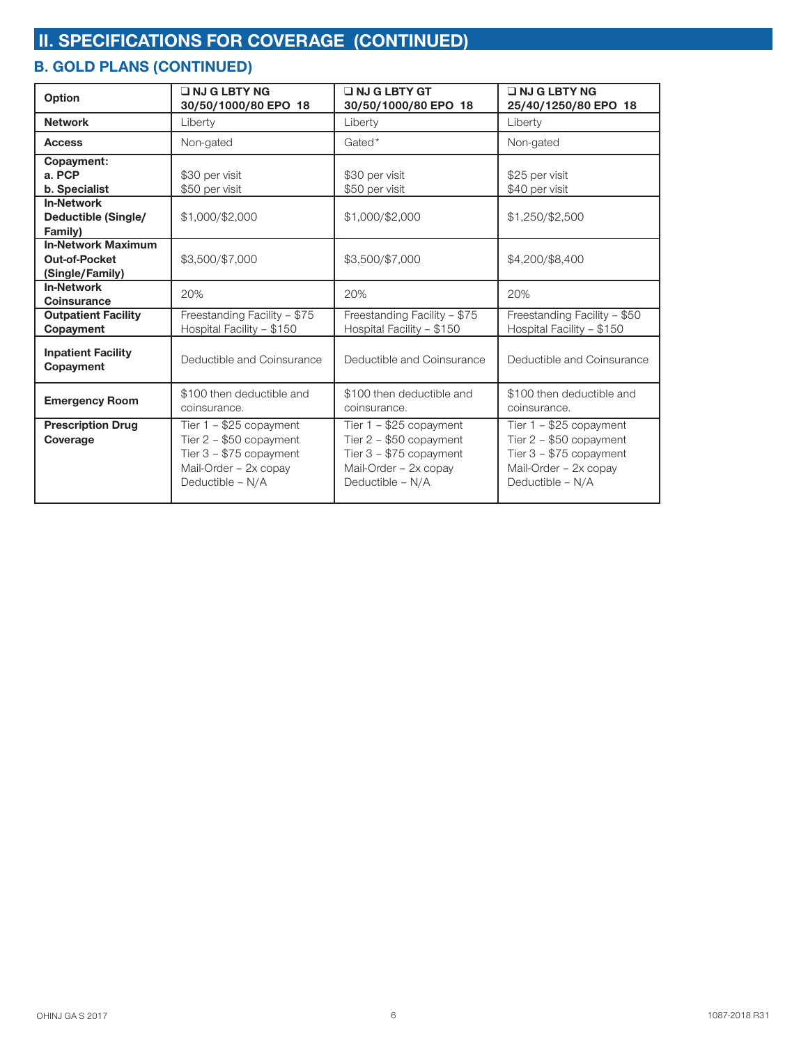## II. SPECIFICATIONS FOR COVERAGE (CONTINUED)

### B. GOLD PLANS (CONTINUED)

| Option | ❑ NJ G LBTY NG 30/50/1000/80 EPO 18 | ❑ NJ G LBTY GT 30/50/1000/80 EPO 18 | ❑ NJ G LBTY NG 25/40/1250/80 EPO 18 |
|---|---|---|---|
| **Network** | Liberty | Liberty | Liberty |
| **Access** | Non-gated | Gated* | Non-gated |
| **Copayment:**<br>**a. PCP**<br>**b. Specialist** | $30 per visit<br>$50 per visit | $30 per visit<br>$50 per visit | $25 per visit<br>$40 per visit |
| **In-Network Deductible (Single/ Family)** | $1,000/$2,000 | $1,000/$2,000 | $1,250/$2,500 |
| **In-Network Maximum Out-of-Pocket (Single/Family)** | $3,500/$7,000 | $3,500/$7,000 | $4,200/$8,400 |
| **In-Network Coinsurance** | 20% | 20% | 20% |
| **Outpatient Facility Copayment** | Freestanding Facility – $75<br>Hospital Facility – $150 | Freestanding Facility – $75<br>Hospital Facility – $150 | Freestanding Facility – $50<br>Hospital Facility – $150 |
| **Inpatient Facility Copayment** | Deductible and Coinsurance | Deductible and Coinsurance | Deductible and Coinsurance |
| **Emergency Room** | $100 then deductible and coinsurance. | $100 then deductible and coinsurance. | $100 then deductible and coinsurance. |
| **Prescription Drug Coverage** | Tier 1 – $25 copayment<br>Tier 2 – $50 copayment<br>Tier 3 – $75 copayment<br>Mail-Order – 2x copay<br>Deductible – N/A | Tier 1 – $25 copayment<br>Tier 2 – $50 copayment<br>Tier 3 – $75 copayment<br>Mail-Order – 2x copay<br>Deductible – N/A | Tier 1 – $25 copayment<br>Tier 2 – $50 copayment<br>Tier 3 – $75 copayment<br>Mail-Order – 2x copay<br>Deductible – N/A |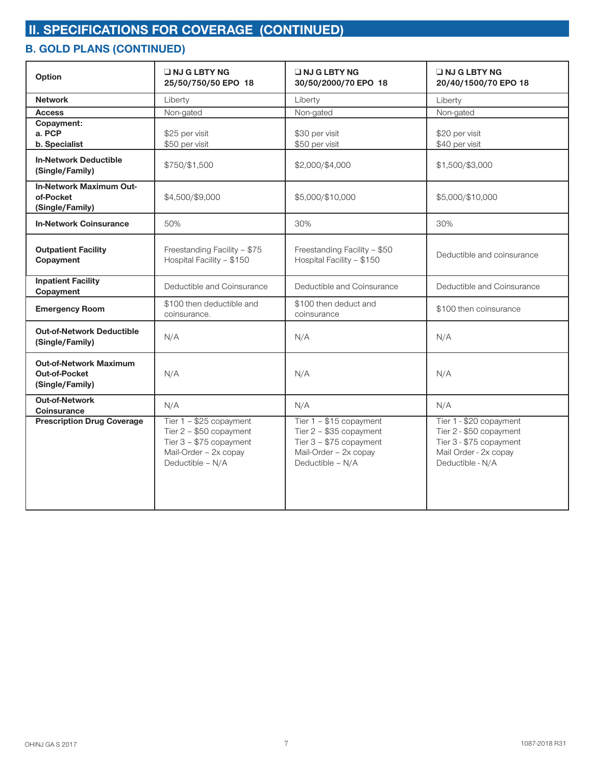## II. SPECIFICATIONS FOR COVERAGE (CONTINUED)

### B. GOLD PLANS (CONTINUED)

| Option | ❑ NJ G LBTY NG 25/50/750/50 EPO 18 | ❑ NJ G LBTY NG 30/50/2000/70 EPO 18 | ❑ NJ G LBTY NG 20/40/1500/70 EPO 18 |
|---|---|---|---|
| **Network** | Liberty | Liberty | Liberty |
| **Access** | Non-gated | Non-gated | Non-gated |
| **Copayment:**<br>**a. PCP**<br>**b. Specialist** | $25 per visit<br>$50 per visit | $30 per visit<br>$50 per visit | $20 per visit<br>$40 per visit |
| **In-Network Deductible (Single/Family)** | $750/$1,500 | $2,000/$4,000 | $1,500/$3,000 |
| **In-Network Maximum Out-of-Pocket (Single/Family)** | $4,500/$9,000 | $5,000/$10,000 | $5,000/$10,000 |
| **In-Network Coinsurance** | 50% | 30% | 30% |
| **Outpatient Facility Copayment** | Freestanding Facility – $75<br>Hospital Facility – $150 | Freestanding Facility – $50<br>Hospital Facility – $150 | Deductible and coinsurance |
| **Inpatient Facility Copayment** | Deductible and Coinsurance | Deductible and Coinsurance | Deductible and Coinsurance |
| **Emergency Room** | $100 then deductible and coinsurance. | $100 then deduct and coinsurance | $100 then coinsurance |
| **Out-of-Network Deductible (Single/Family)** | N/A | N/A | N/A |
| **Out-of-Network Maximum Out-of-Pocket (Single/Family)** | N/A | N/A | N/A |
| **Out-of-Network Coinsurance** | N/A | N/A | N/A |
| **Prescription Drug Coverage** | Tier 1 – $25 copayment<br>Tier 2 – $50 copayment<br>Tier 3 – $75 copayment<br>Mail-Order – 2x copay<br>Deductible – N/A | Tier 1 – $15 copayment<br>Tier 2 – $35 copayment<br>Tier 3 – $75 copayment<br>Mail-Order – 2x copay<br>Deductible – N/A | Tier 1 - $20 copayment<br>Tier 2 - $50 copayment<br>Tier 3 - $75 copayment<br>Mail Order - 2x copay<br>Deductible - N/A |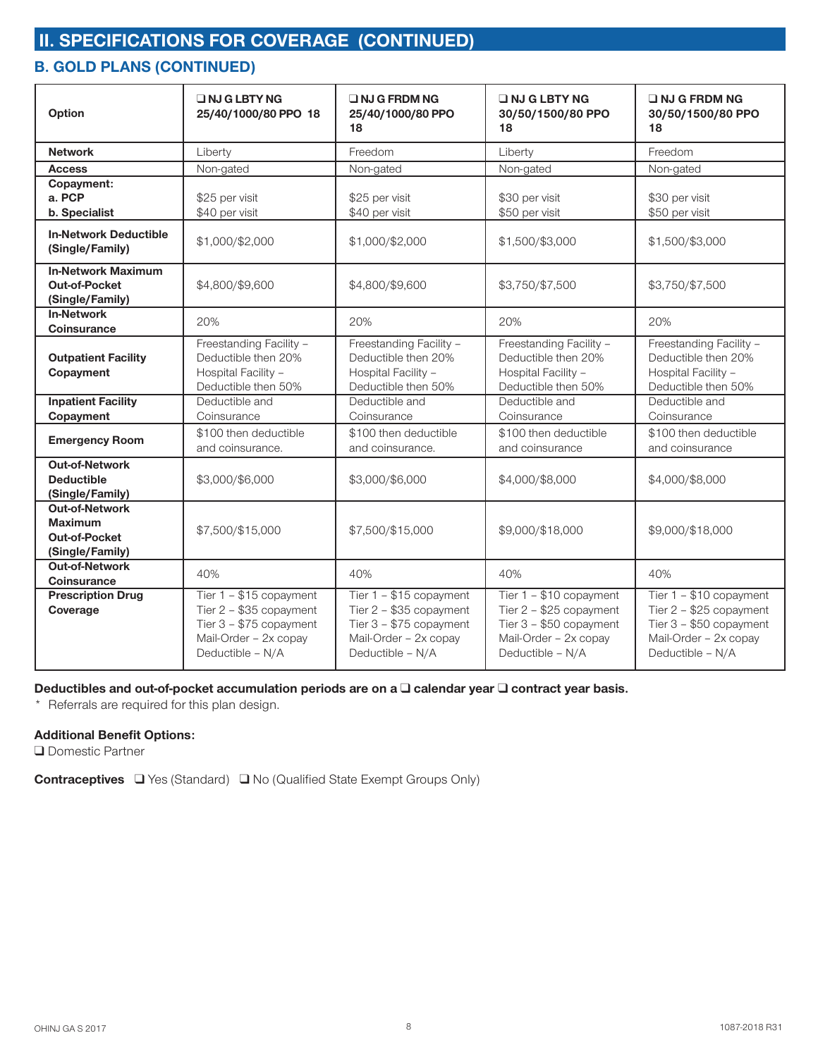## II. SPECIFICATIONS FOR COVERAGE (CONTINUED)

### B. GOLD PLANS (CONTINUED)

| Option | ❑ NJ G LBTY NG 25/40/1000/80 PPO 18 | ❑ NJ G FRDM NG 25/40/1000/80 PPO 18 | ❑ NJ G LBTY NG 30/50/1500/80 PPO 18 | ❑ NJ G FRDM NG 30/50/1500/80 PPO 18 |
|---|---|---|---|---|
| **Network** | Liberty | Freedom | Liberty | Freedom |
| **Access** | Non-gated | Non-gated | Non-gated | Non-gated |
| **Copayment:** **a. PCP** **b. Specialist** | $25 per visit $40 per visit | $25 per visit $40 per visit | $30 per visit $50 per visit | $30 per visit $50 per visit |
| **In-Network Deductible (Single/Family)** | $1,000/$2,000 | $1,000/$2,000 | $1,500/$3,000 | $1,500/$3,000 |
| **In-Network Maximum Out-of-Pocket (Single/Family)** | $4,800/$9,600 | $4,800/$9,600 | $3,750/$7,500 | $3,750/$7,500 |
| **In-Network Coinsurance** | 20% | 20% | 20% | 20% |
| **Outpatient Facility Copayment** | Freestanding Facility – Deductible then 20% Hospital Facility – Deductible then 50% | Freestanding Facility – Deductible then 20% Hospital Facility – Deductible then 50% | Freestanding Facility – Deductible then 20% Hospital Facility – Deductible then 50% | Freestanding Facility – Deductible then 20% Hospital Facility – Deductible then 50% |
| **Inpatient Facility Copayment** | Deductible and Coinsurance | Deductible and Coinsurance | Deductible and Coinsurance | Deductible and Coinsurance |
| **Emergency Room** | $100 then deductible and coinsurance. | $100 then deductible and coinsurance. | $100 then deductible and coinsurance | $100 then deductible and coinsurance |
| **Out-of-Network Deductible (Single/Family)** | $3,000/$6,000 | $3,000/$6,000 | $4,000/$8,000 | $4,000/$8,000 |
| **Out-of-Network Maximum Out-of-Pocket (Single/Family)** | $7,500/$15,000 | $7,500/$15,000 | $9,000/$18,000 | $9,000/$18,000 |
| **Out-of-Network Coinsurance** | 40% | 40% | 40% | 40% |
| **Prescription Drug Coverage** | Tier 1 – $15 copayment Tier 2 – $35 copayment Tier 3 – $75 copayment Mail-Order – 2x copay Deductible – N/A | Tier 1 – $15 copayment Tier 2 – $35 copayment Tier 3 – $75 copayment Mail-Order – 2x copay Deductible – N/A | Tier 1 – $10 copayment Tier 2 – $25 copayment Tier 3 – $50 copayment Mail-Order – 2x copay Deductible – N/A | Tier 1 – $10 copayment Tier 2 – $25 copayment Tier 3 – $50 copayment Mail-Order – 2x copay Deductible – N/A |

**Deductibles and out-of-pocket accumulation periods are on a ❑ calendar year ❑ contract year basis.**

* Referrals are required for this plan design.

**Additional Benefit Options:**

❑ Domestic Partner

**Contraceptives** ❑ Yes (Standard) ❑ No (Qualified State Exempt Groups Only)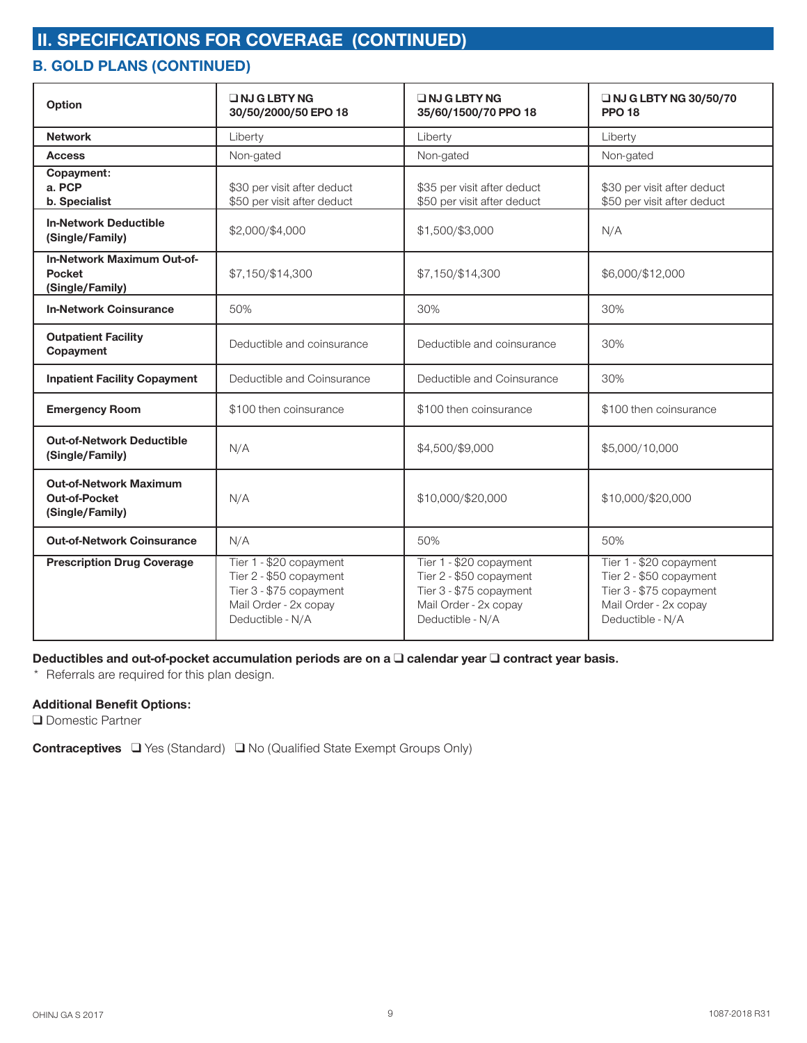## II. SPECIFICATIONS FOR COVERAGE (CONTINUED)

### B. GOLD PLANS (CONTINUED)

| Option | ❑ NJ G LBTY NG 30/50/2000/50 EPO 18 | ❑ NJ G LBTY NG 35/60/1500/70 PPO 18 | ❑ NJ G LBTY NG 30/50/70 PPO 18 |
|---|---|---|---|
| **Network** | Liberty | Liberty | Liberty |
| **Access** | Non-gated | Non-gated | Non-gated |
| **Copayment:**<br>**a. PCP**<br>**b. Specialist** | $30 per visit after deduct<br>$50 per visit after deduct | $35 per visit after deduct<br>$50 per visit after deduct | $30 per visit after deduct<br>$50 per visit after deduct |
| **In-Network Deductible (Single/Family)** | $2,000/$4,000 | $1,500/$3,000 | N/A |
| **In-Network Maximum Out-of-Pocket (Single/Family)** | $7,150/$14,300 | $7,150/$14,300 | $6,000/$12,000 |
| **In-Network Coinsurance** | 50% | 30% | 30% |
| **Outpatient Facility Copayment** | Deductible and coinsurance | Deductible and coinsurance | 30% |
| **Inpatient Facility Copayment** | Deductible and Coinsurance | Deductible and Coinsurance | 30% |
| **Emergency Room** | $100 then coinsurance | $100 then coinsurance | $100 then coinsurance |
| **Out-of-Network Deductible (Single/Family)** | N/A | $4,500/$9,000 | $5,000/10,000 |
| **Out-of-Network Maximum Out-of-Pocket (Single/Family)** | N/A | $10,000/$20,000 | $10,000/$20,000 |
| **Out-of-Network Coinsurance** | N/A | 50% | 50% |
| **Prescription Drug Coverage** | Tier 1 - $20 copayment<br>Tier 2 - $50 copayment<br>Tier 3 - $75 copayment<br>Mail Order - 2x copay<br>Deductible - N/A | Tier 1 - $20 copayment<br>Tier 2 - $50 copayment<br>Tier 3 - $75 copayment<br>Mail Order - 2x copay<br>Deductible - N/A | Tier 1 - $20 copayment<br>Tier 2 - $50 copayment<br>Tier 3 - $75 copayment<br>Mail Order - 2x copay<br>Deductible - N/A |

**Deductibles and out-of-pocket accumulation periods are on a ❑ calendar year ❑ contract year basis.**

* Referrals are required for this plan design.

**Additional Benefit Options:**

❑ Domestic Partner

**Contraceptives** ❑ Yes (Standard) ❑ No (Qualified State Exempt Groups Only)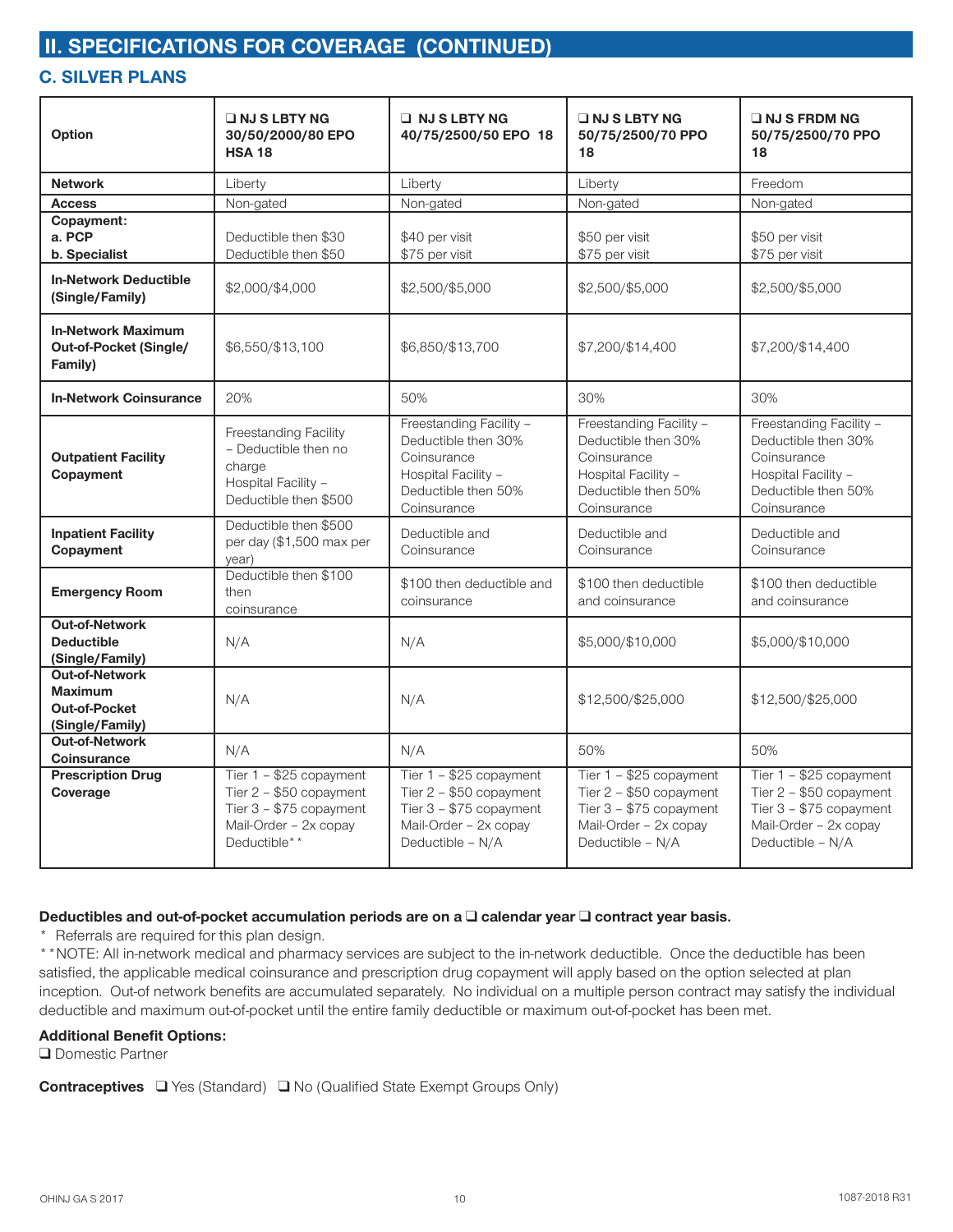## II. SPECIFICATIONS FOR COVERAGE (CONTINUED)

### C. SILVER PLANS

| Option | ❑ NJ S LBTY NG 30/50/2000/80 EPO HSA 18 | ❑ NJ S LBTY NG 40/75/2500/50 EPO 18 | ❑ NJ S LBTY NG 50/75/2500/70 PPO 18 | ❑ NJ S FRDM NG 50/75/2500/70 PPO 18 |
|---|---|---|---|---|
| **Network** | Liberty | Liberty | Liberty | Freedom |
| **Access** | Non-gated | Non-gated | Non-gated | Non-gated |
| **Copayment:**<br>**a. PCP**<br>**b. Specialist** | Deductible then $30<br>Deductible then $50 | $40 per visit<br>$75 per visit | $50 per visit<br>$75 per visit | $50 per visit<br>$75 per visit |
| **In-Network Deductible (Single/Family)** | $2,000/$4,000 | $2,500/$5,000 | $2,500/$5,000 | $2,500/$5,000 |
| **In-Network Maximum Out-of-Pocket (Single/ Family)** | $6,550/$13,100 | $6,850/$13,700 | $7,200/$14,400 | $7,200/$14,400 |
| **In-Network Coinsurance** | 20% | 50% | 30% | 30% |
| **Outpatient Facility Copayment** | Freestanding Facility – Deductible then no charge<br>Hospital Facility – Deductible then $500 | Freestanding Facility – Deductible then 30% Coinsurance<br>Hospital Facility – Deductible then 50% Coinsurance | Freestanding Facility – Deductible then 30% Coinsurance<br>Hospital Facility – Deductible then 50% Coinsurance | Freestanding Facility – Deductible then 30% Coinsurance<br>Hospital Facility – Deductible then 50% Coinsurance |
| **Inpatient Facility Copayment** | Deductible then $500 per day ($1,500 max per year) | Deductible and Coinsurance | Deductible and Coinsurance | Deductible and Coinsurance |
| **Emergency Room** | Deductible then $100 then coinsurance | $100 then deductible and coinsurance | $100 then deductible and coinsurance | $100 then deductible and coinsurance |
| **Out-of-Network Deductible (Single/Family)** | N/A | N/A | $5,000/$10,000 | $5,000/$10,000 |
| **Out-of-Network Maximum Out-of-Pocket (Single/Family)** | N/A | N/A | $12,500/$25,000 | $12,500/$25,000 |
| **Out-of-Network Coinsurance** | N/A | N/A | 50% | 50% |
| **Prescription Drug Coverage** | Tier 1 – $25 copayment<br>Tier 2 – $50 copayment<br>Tier 3 – $75 copayment<br>Mail-Order – 2x copay<br>Deductible** | Tier 1 – $25 copayment<br>Tier 2 – $50 copayment<br>Tier 3 – $75 copayment<br>Mail-Order – 2x copay<br>Deductible – N/A | Tier 1 – $25 copayment<br>Tier 2 – $50 copayment<br>Tier 3 – $75 copayment<br>Mail-Order – 2x copay<br>Deductible – N/A | Tier 1 – $25 copayment<br>Tier 2 – $50 copayment<br>Tier 3 – $75 copayment<br>Mail-Order – 2x copay<br>Deductible – N/A |

**Deductibles and out-of-pocket accumulation periods are on a ❑ calendar year ❑ contract year basis.**

\* Referrals are required for this plan design.

**NOTE: All in-network medical and pharmacy services are subject to the in-network deductible. Once the deductible has been satisfied, the applicable medical coinsurance and prescription drug copayment will apply based on the option selected at plan inception. Out-of network benefits are accumulated separately. No individual on a multiple person contract may satisfy the individual deductible and maximum out-of-pocket until the entire family deductible or maximum out-of-pocket has been met.

**Additional Benefit Options:**

❑ Domestic Partner

**Contraceptives** ❑ Yes (Standard) ❑ No (Qualified State Exempt Groups Only)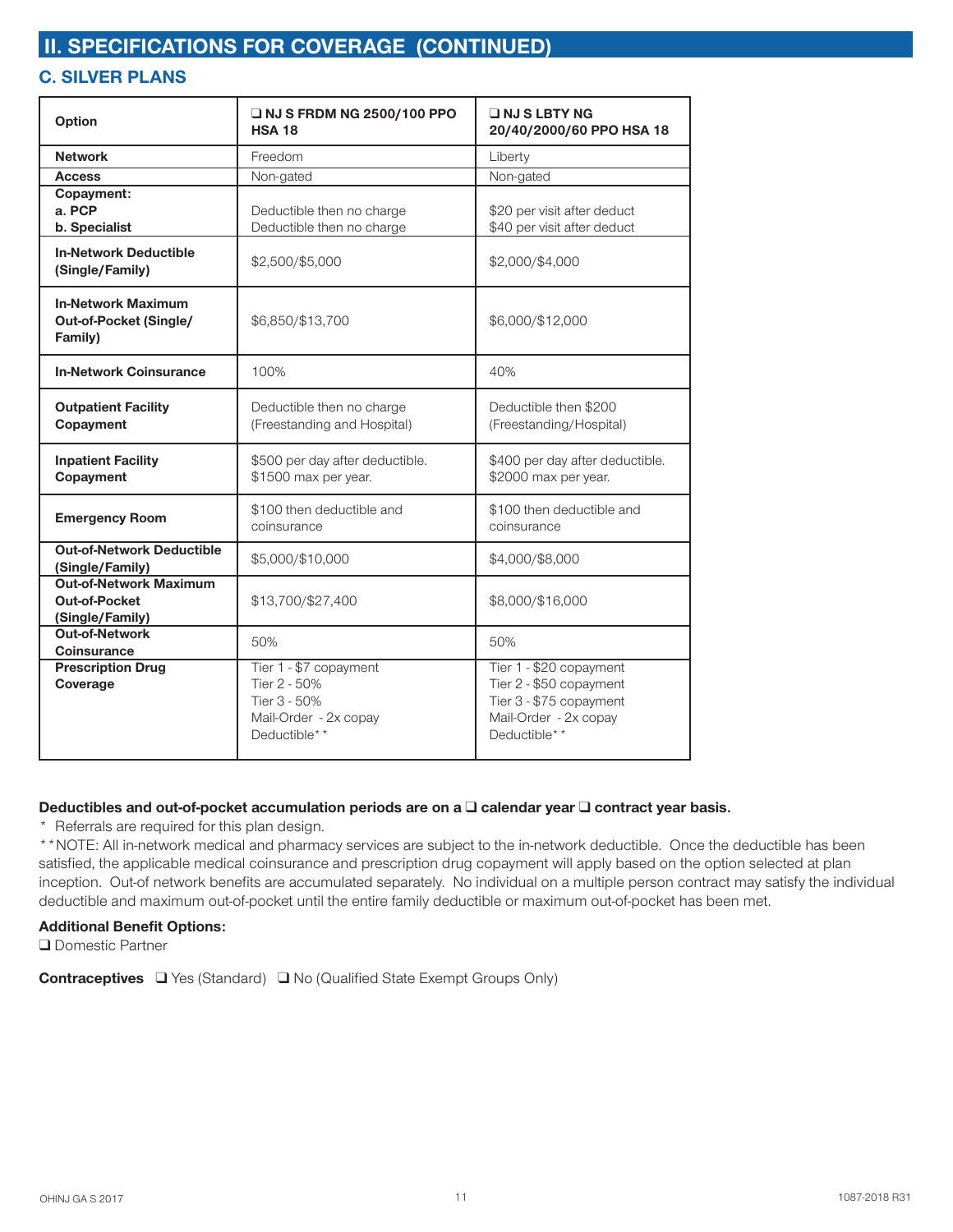## II. SPECIFICATIONS FOR COVERAGE (CONTINUED)

### C. SILVER PLANS

| Option | ❑ NJ S FRDM NG 2500/100 PPO HSA 18 | ❑ NJ S LBTY NG 20/40/2000/60 PPO HSA 18 |
|---|---|---|
| **Network** | Freedom | Liberty |
| **Access** | Non-gated | Non-gated |
| **Copayment:**<br>**a. PCP**<br>**b. Specialist** | Deductible then no charge<br>Deductible then no charge | $20 per visit after deduct<br>$40 per visit after deduct |
| **In-Network Deductible (Single/Family)** | $2,500/$5,000 | $2,000/$4,000 |
| **In-Network Maximum Out-of-Pocket (Single/ Family)** | $6,850/$13,700 | $6,000/$12,000 |
| **In-Network Coinsurance** | 100% | 40% |
| **Outpatient Facility Copayment** | Deductible then no charge (Freestanding and Hospital) | Deductible then $200 (Freestanding/Hospital) |
| **Inpatient Facility Copayment** | $500 per day after deductible. $1500 max per year. | $400 per day after deductible. $2000 max per year. |
| **Emergency Room** | $100 then deductible and coinsurance | $100 then deductible and coinsurance |
| **Out-of-Network Deductible (Single/Family)** | $5,000/$10,000 | $4,000/$8,000 |
| **Out-of-Network Maximum Out-of-Pocket (Single/Family)** | $13,700/$27,400 | $8,000/$16,000 |
| **Out-of-Network Coinsurance** | 50% | 50% |
| **Prescription Drug Coverage** | Tier 1 - $7 copayment<br>Tier 2 - 50%<br>Tier 3 - 50%<br>Mail-Order - 2x copay<br>Deductible** | Tier 1 - $20 copayment<br>Tier 2 - $50 copayment<br>Tier 3 - $75 copayment<br>Mail-Order - 2x copay<br>Deductible** |

**Deductibles and out-of-pocket accumulation periods are on a ❑ calendar year ❑ contract year basis.**

* Referrals are required for this plan design.

**NOTE: All in-network medical and pharmacy services are subject to the in-network deductible. Once the deductible has been satisfied, the applicable medical coinsurance and prescription drug copayment will apply based on the option selected at plan inception. Out-of network benefits are accumulated separately. No individual on a multiple person contract may satisfy the individual deductible and maximum out-of-pocket until the entire family deductible or maximum out-of-pocket has been met.

**Additional Benefit Options:**

❑ Domestic Partner

**Contraceptives** ❑ Yes (Standard) ❑ No (Qualified State Exempt Groups Only)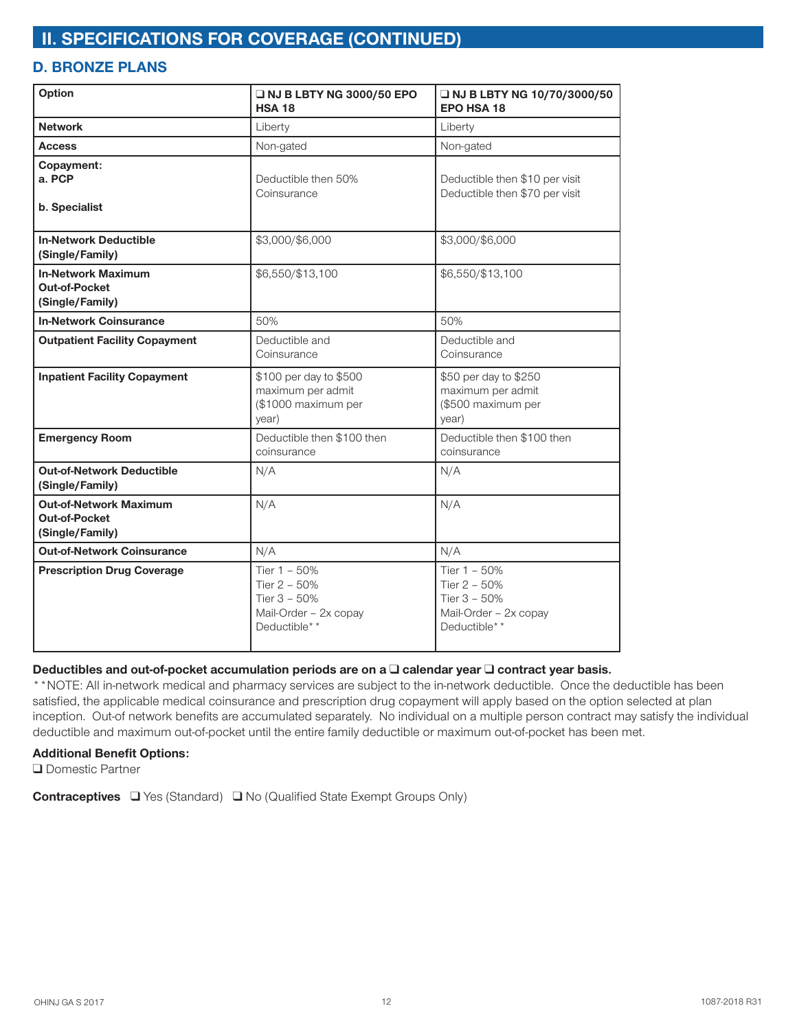## II. SPECIFICATIONS FOR COVERAGE (CONTINUED)

### D. BRONZE PLANS

| Option | ❑ NJ B LBTY NG 3000/50 EPO HSA 18 | ❑ NJ B LBTY NG 10/70/3000/50 EPO HSA 18 |
|---|---|---|
| **Network** | Liberty | Liberty |
| **Access** | Non-gated | Non-gated |
| **Copayment:**<br>**a. PCP**<br>**b. Specialist** | Deductible then 50% Coinsurance | Deductible then $10 per visit<br>Deductible then $70 per visit |
| **In-Network Deductible (Single/Family)** | $3,000/$6,000 | $3,000/$6,000 |
| **In-Network Maximum Out-of-Pocket (Single/Family)** | $6,550/$13,100 | $6,550/$13,100 |
| **In-Network Coinsurance** | 50% | 50% |
| **Outpatient Facility Copayment** | Deductible and Coinsurance | Deductible and Coinsurance |
| **Inpatient Facility Copayment** | $100 per day to $500 maximum per admit ($1000 maximum per year) | $50 per day to $250 maximum per admit ($500 maximum per year) |
| **Emergency Room** | Deductible then $100 then coinsurance | Deductible then $100 then coinsurance |
| **Out-of-Network Deductible (Single/Family)** | N/A | N/A |
| **Out-of-Network Maximum Out-of-Pocket (Single/Family)** | N/A | N/A |
| **Out-of-Network Coinsurance** | N/A | N/A |
| **Prescription Drug Coverage** | Tier 1 – 50%<br>Tier 2 – 50%<br>Tier 3 – 50%<br>Mail-Order – 2x copay<br>Deductible** | Tier 1 – 50%<br>Tier 2 – 50%<br>Tier 3 – 50%<br>Mail-Order – 2x copay<br>Deductible** |

**Deductibles and out-of-pocket accumulation periods are on a ❑ calendar year ❑ contract year basis.**

**NOTE: All in-network medical and pharmacy services are subject to the in-network deductible. Once the deductible has been satisfied, the applicable medical coinsurance and prescription drug copayment will apply based on the option selected at plan inception. Out-of network benefits are accumulated separately. No individual on a multiple person contract may satisfy the individual deductible and maximum out-of-pocket until the entire family deductible or maximum out-of-pocket has been met.

**Additional Benefit Options:**

❑ Domestic Partner

**Contraceptives** ❑ Yes (Standard) ❑ No (Qualified State Exempt Groups Only)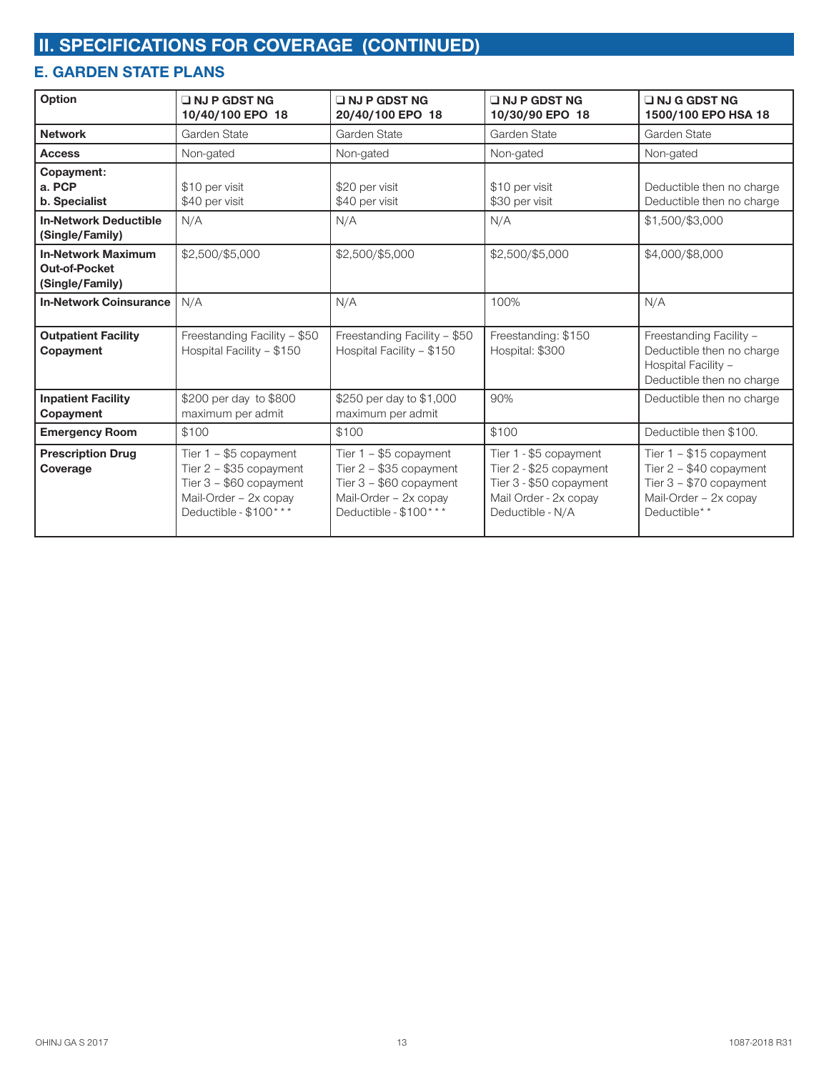## II. SPECIFICATIONS FOR COVERAGE (CONTINUED)

### E. GARDEN STATE PLANS

| Option | ❑ NJ P GDST NG 10/40/100 EPO 18 | ❑ NJ P GDST NG 20/40/100 EPO 18 | ❑ NJ P GDST NG 10/30/90 EPO 18 | ❑ NJ G GDST NG 1500/100 EPO HSA 18 |
|---|---|---|---|---|
| **Network** | Garden State | Garden State | Garden State | Garden State |
| **Access** | Non-gated | Non-gated | Non-gated | Non-gated |
| **Copayment:**<br>**a. PCP**<br>**b. Specialist** | <br>$10 per visit<br>$40 per visit | <br>$20 per visit<br>$40 per visit | <br>$10 per visit<br>$30 per visit | <br>Deductible then no charge<br>Deductible then no charge |
| **In-Network Deductible (Single/Family)** | N/A | N/A | N/A | $1,500/$3,000 |
| **In-Network Maximum Out-of-Pocket (Single/Family)** | $2,500/$5,000 | $2,500/$5,000 | $2,500/$5,000 | $4,000/$8,000 |
| **In-Network Coinsurance** | N/A | N/A | 100% | N/A |
| **Outpatient Facility Copayment** | Freestanding Facility – $50<br>Hospital Facility – $150 | Freestanding Facility – $50<br>Hospital Facility – $150 | Freestanding: $150<br>Hospital: $300 | Freestanding Facility – Deductible then no charge<br>Hospital Facility – Deductible then no charge |
| **Inpatient Facility Copayment** | $200 per day to $800 maximum per admit | $250 per day to $1,000 maximum per admit | 90% | Deductible then no charge |
| **Emergency Room** | $100 | $100 | $100 | Deductible then $100. |
| **Prescription Drug Coverage** | Tier 1 – $5 copayment<br>Tier 2 – $35 copayment<br>Tier 3 – $60 copayment<br>Mail-Order – 2x copay<br>Deductible - $100*** | Tier 1 – $5 copayment<br>Tier 2 – $35 copayment<br>Tier 3 – $60 copayment<br>Mail-Order – 2x copay<br>Deductible - $100*** | Tier 1 - $5 copayment<br>Tier 2 - $25 copayment<br>Tier 3 - $50 copayment<br>Mail Order - 2x copay<br>Deductible - N/A | Tier 1 – $15 copayment<br>Tier 2 – $40 copayment<br>Tier 3 – $70 copayment<br>Mail-Order – 2x copay<br>Deductible** |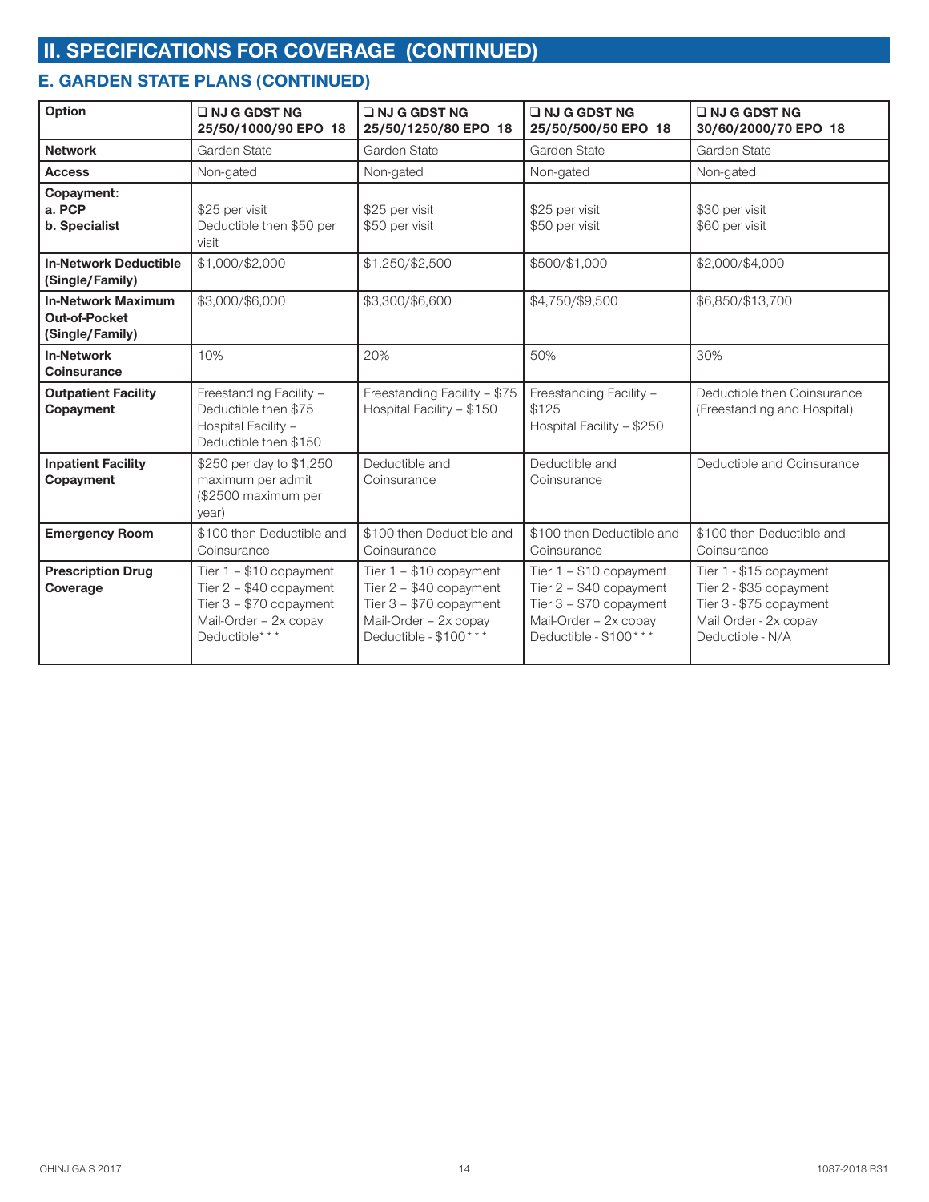## II. SPECIFICATIONS FOR COVERAGE (CONTINUED)

### E. GARDEN STATE PLANS (CONTINUED)

| Option | ❑ NJ G GDST NG 25/50/1000/90 EPO 18 | ❑ NJ G GDST NG 25/50/1250/80 EPO 18 | ❑ NJ G GDST NG 25/50/500/50 EPO 18 | ❑ NJ G GDST NG 30/60/2000/70 EPO 18 |
|---|---|---|---|---|
| **Network** | Garden State | Garden State | Garden State | Garden State |
| **Access** | Non-gated | Non-gated | Non-gated | Non-gated |
| **Copayment:**<br>**a. PCP**<br>**b. Specialist** | $25 per visit<br>Deductible then $50 per visit | $25 per visit<br>$50 per visit | $25 per visit<br>$50 per visit | $30 per visit<br>$60 per visit |
| **In-Network Deductible (Single/Family)** | $1,000/$2,000 | $1,250/$2,500 | $500/$1,000 | $2,000/$4,000 |
| **In-Network Maximum Out-of-Pocket (Single/Family)** | $3,000/$6,000 | $3,300/$6,600 | $4,750/$9,500 | $6,850/$13,700 |
| **In-Network Coinsurance** | 10% | 20% | 50% | 30% |
| **Outpatient Facility Copayment** | Freestanding Facility – Deductible then $75<br>Hospital Facility – Deductible then $150 | Freestanding Facility – $75<br>Hospital Facility – $150 | Freestanding Facility – $125<br>Hospital Facility – $250 | Deductible then Coinsurance (Freestanding and Hospital) |
| **Inpatient Facility Copayment** | $250 per day to $1,250 maximum per admit ($2500 maximum per year) | Deductible and Coinsurance | Deductible and Coinsurance | Deductible and Coinsurance |
| **Emergency Room** | $100 then Deductible and Coinsurance | $100 then Deductible and Coinsurance | $100 then Deductible and Coinsurance | $100 then Deductible and Coinsurance |
| **Prescription Drug Coverage** | Tier 1 – $10 copayment<br>Tier 2 – $40 copayment<br>Tier 3 – $70 copayment<br>Mail-Order – 2x copay<br>Deductible*** | Tier 1 – $10 copayment<br>Tier 2 – $40 copayment<br>Tier 3 – $70 copayment<br>Mail-Order – 2x copay<br>Deductible - $100*** | Tier 1 – $10 copayment<br>Tier 2 – $40 copayment<br>Tier 3 – $70 copayment<br>Mail-Order – 2x copay<br>Deductible - $100*** | Tier 1 - $15 copayment<br>Tier 2 - $35 copayment<br>Tier 3 - $75 copayment<br>Mail Order - 2x copay<br>Deductible - N/A |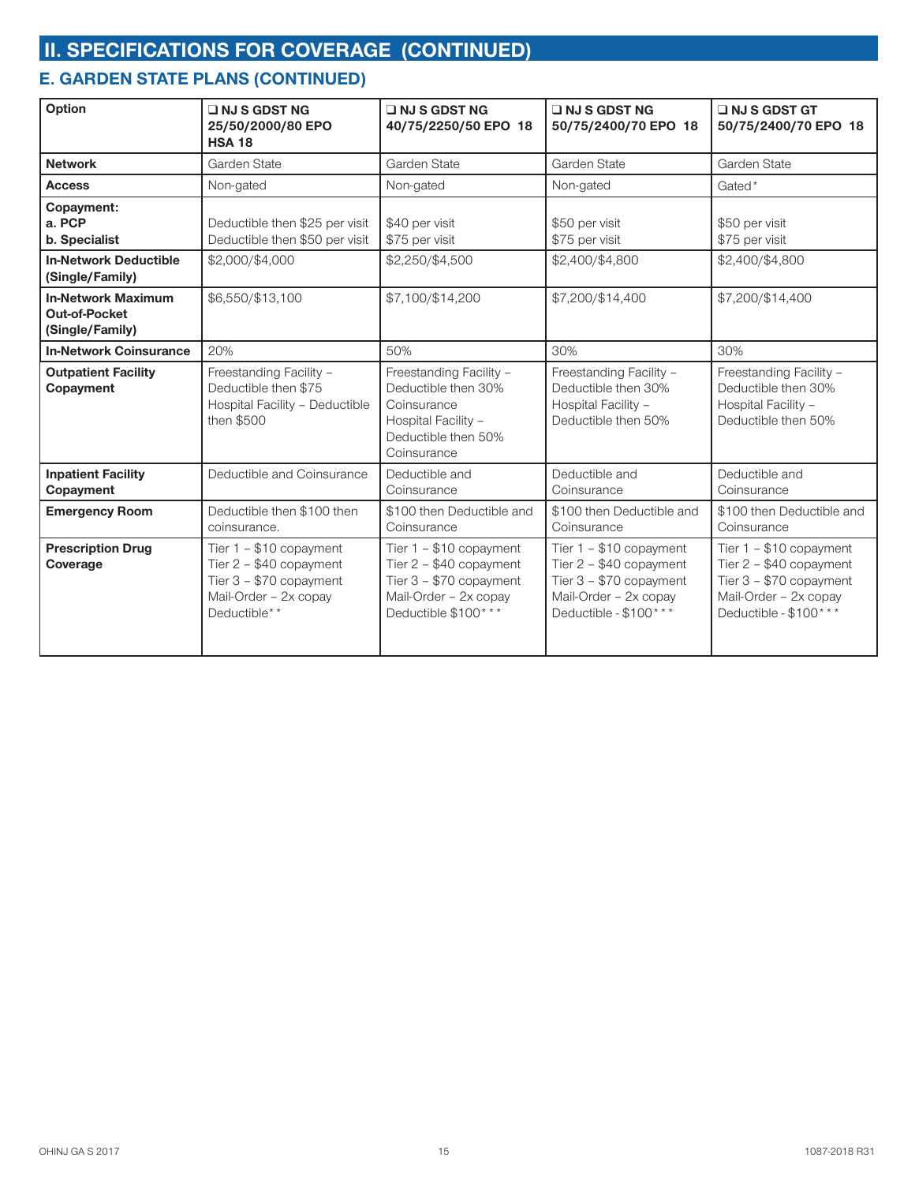## II. SPECIFICATIONS FOR COVERAGE (CONTINUED)

### E. GARDEN STATE PLANS (CONTINUED)

| Option | ❑ NJ S GDST NG 25/50/2000/80 EPO HSA 18 | ❑ NJ S GDST NG 40/75/2250/50 EPO 18 | ❑ NJ S GDST NG 50/75/2400/70 EPO 18 | ❑ NJ S GDST GT 50/75/2400/70 EPO 18 |
|---|---|---|---|---|
| **Network** | Garden State | Garden State | Garden State | Garden State |
| **Access** | Non-gated | Non-gated | Non-gated | Gated* |
| **Copayment:**<br>**a. PCP**<br>**b. Specialist** | Deductible then $25 per visit<br>Deductible then $50 per visit | $40 per visit<br>$75 per visit | $50 per visit<br>$75 per visit | $50 per visit<br>$75 per visit |
| **In-Network Deductible (Single/Family)** | $2,000/$4,000 | $2,250/$4,500 | $2,400/$4,800 | $2,400/$4,800 |
| **In-Network Maximum Out-of-Pocket (Single/Family)** | $6,550/$13,100 | $7,100/$14,200 | $7,200/$14,400 | $7,200/$14,400 |
| **In-Network Coinsurance** | 20% | 50% | 30% | 30% |
| **Outpatient Facility Copayment** | Freestanding Facility – Deductible then $75<br>Hospital Facility – Deductible then $500 | Freestanding Facility – Deductible then 30% Coinsurance<br>Hospital Facility – Deductible then 50% Coinsurance | Freestanding Facility – Deductible then 30%<br>Hospital Facility – Deductible then 50% | Freestanding Facility – Deductible then 30%<br>Hospital Facility – Deductible then 50% |
| **Inpatient Facility Copayment** | Deductible and Coinsurance | Deductible and Coinsurance | Deductible and Coinsurance | Deductible and Coinsurance |
| **Emergency Room** | Deductible then $100 then coinsurance. | $100 then Deductible and Coinsurance | $100 then Deductible and Coinsurance | $100 then Deductible and Coinsurance |
| **Prescription Drug Coverage** | Tier 1 – $10 copayment<br>Tier 2 – $40 copayment<br>Tier 3 – $70 copayment<br>Mail-Order – 2x copay<br>Deductible** | Tier 1 – $10 copayment<br>Tier 2 – $40 copayment<br>Tier 3 – $70 copayment<br>Mail-Order – 2x copay<br>Deductible $100*** | Tier 1 – $10 copayment<br>Tier 2 – $40 copayment<br>Tier 3 – $70 copayment<br>Mail-Order – 2x copay<br>Deductible - $100*** | Tier 1 – $10 copayment<br>Tier 2 – $40 copayment<br>Tier 3 – $70 copayment<br>Mail-Order – 2x copay<br>Deductible - $100*** |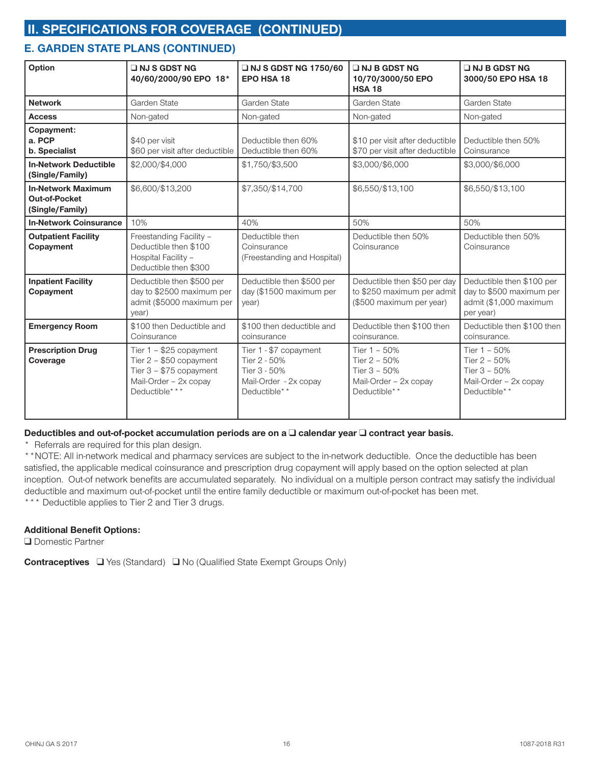## II. SPECIFICATIONS FOR COVERAGE (CONTINUED)

### E. GARDEN STATE PLANS (CONTINUED)

| Option | ❑ NJ S GDST NG 40/60/2000/90 EPO 18* | ❑ NJ S GDST NG 1750/60 EPO HSA 18 | ❑ NJ B GDST NG 10/70/3000/50 EPO HSA 18 | ❑ NJ B GDST NG 3000/50 EPO HSA 18 |
|---|---|---|---|---|
| **Network** | Garden State | Garden State | Garden State | Garden State |
| **Access** | Non-gated | Non-gated | Non-gated | Non-gated |
| **Copayment:**<br>**a. PCP**<br>**b. Specialist** | $40 per visit<br>$60 per visit after deductible | Deductible then 60%<br>Deductible then 60% | $10 per visit after deductible<br>$70 per visit after deductible | Deductible then 50%<br>Coinsurance |
| **In-Network Deductible (Single/Family)** | $2,000/$4,000 | $1,750/$3,500 | $3,000/$6,000 | $3,000/$6,000 |
| **In-Network Maximum Out-of-Pocket (Single/Family)** | $6,600/$13,200 | $7,350/$14,700 | $6,550/$13,100 | $6,550/$13,100 |
| **In-Network Coinsurance** | 10% | 40% | 50% | 50% |
| **Outpatient Facility Copayment** | Freestanding Facility – Deductible then $100<br>Hospital Facility – Deductible then $300 | Deductible then Coinsurance (Freestanding and Hospital) | Deductible then 50% Coinsurance | Deductible then 50% Coinsurance |
| **Inpatient Facility Copayment** | Deductible then $500 per day to $2500 maximum per admit ($5000 maximum per year) | Deductible then $500 per day ($1500 maximum per year) | Deductible then $50 per day to $250 maximum per admit ($500 maximum per year) | Deductible then $100 per day to $500 maximum per admit ($1,000 maximum per year) |
| **Emergency Room** | $100 then Deductible and Coinsurance | $100 then deductible and coinsurance | Deductible then $100 then coinsurance. | Deductible then $100 then coinsurance. |
| **Prescription Drug Coverage** | Tier 1 – $25 copayment<br>Tier 2 – $50 copayment<br>Tier 3 – $75 copayment<br>Mail-Order – 2x copay<br>Deductible*** | Tier 1 - $7 copayment<br>Tier 2 - 50%<br>Tier 3 - 50%<br>Mail-Order - 2x copay<br>Deductible** | Tier 1 – 50%<br>Tier 2 – 50%<br>Tier 3 – 50%<br>Mail-Order – 2x copay<br>Deductible** | Tier 1 – 50%<br>Tier 2 – 50%<br>Tier 3 – 50%<br>Mail-Order – 2x copay<br>Deductible** |

**Deductibles and out-of-pocket accumulation periods are on a ❑ calendar year ❑ contract year basis.**

\* Referrals are required for this plan design.

**NOTE: All in-network medical and pharmacy services are subject to the in-network deductible. Once the deductible has been satisfied, the applicable medical coinsurance and prescription drug copayment will apply based on the option selected at plan inception. Out-of network benefits are accumulated separately. No individual on a multiple person contract may satisfy the individual deductible and maximum out-of-pocket until the entire family deductible or maximum out-of-pocket has been met.

*** Deductible applies to Tier 2 and Tier 3 drugs.

**Additional Benefit Options:**

❑ Domestic Partner

**Contraceptives** ❑ Yes (Standard) ❑ No (Qualified State Exempt Groups Only)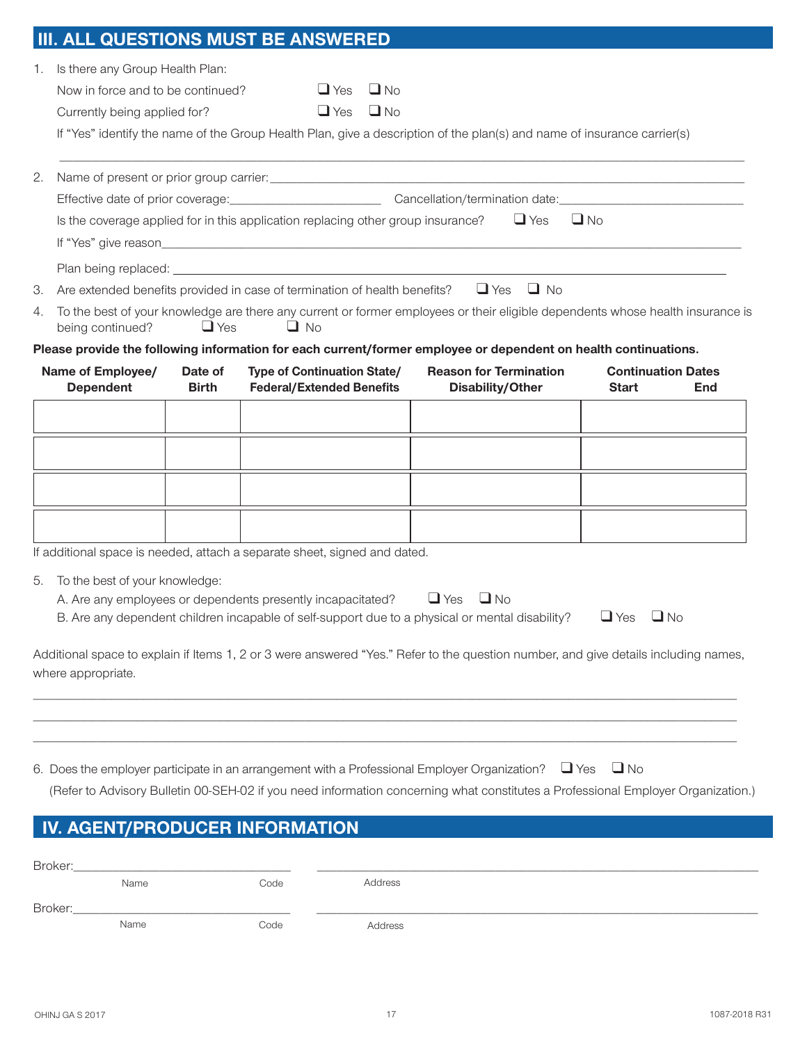## III. ALL QUESTIONS MUST BE ANSWERED

1. Is there any Group Health Plan:

   Now in force and to be continued? ❑ Yes ❑ No

   Currently being applied for? ❑ Yes ❑ No

   If "Yes" identify the name of the Group Health Plan, give a description of the plan(s) and name of insurance carrier(s)

   ______________________________________________________________________________

2. Name of present or prior group carrier: ______________________________________________

   Effective date of prior coverage: ______________________ Cancellation/termination date: ______________________

   Is the coverage applied for in this application replacing other group insurance? ❑ Yes ❑ No

   If "Yes" give reason ______________________________________________________________

   Plan being replaced: ______________________________________________________________

3. Are extended benefits provided in case of termination of health benefits? ❑ Yes ❑ No

4. To the best of your knowledge are there any current or former employees or their eligible dependents whose health insurance is being continued? ❑ Yes ❑ No

**Please provide the following information for each current/former employee or dependent on health continuations.**

| Name of Employee/ Dependent | Date of Birth | Type of Continuation State/ Federal/Extended Benefits | Reason for Termination Disability/Other | Continuation Dates Start | End |
|---|---|---|---|---|---|
| | | | | | |
| | | | | | |
| | | | | | |
| | | | | | |

If additional space is needed, attach a separate sheet, signed and dated.

5. To the best of your knowledge:

   A. Are any employees or dependents presently incapacitated? ❑ Yes ❑ No

   B. Are any dependent children incapable of self-support due to a physical or mental disability? ❑ Yes ❑ No

Additional space to explain if Items 1, 2 or 3 were answered "Yes." Refer to the question number, and give details including names, where appropriate.

______________________________________________________________________________

______________________________________________________________________________

______________________________________________________________________________

6. Does the employer participate in an arrangement with a Professional Employer Organization? ❑ Yes ❑ No

   (Refer to Advisory Bulletin 00-SEH-02 if you need information concerning what constitutes a Professional Employer Organization.)

## IV. AGENT/PRODUCER INFORMATION

Broker: ______________________________ ______________________________________________
Name Code Address

Broker: ______________________________ ______________________________________________
Name Code Address

OHINJ GA S 2017 1087-2018 R31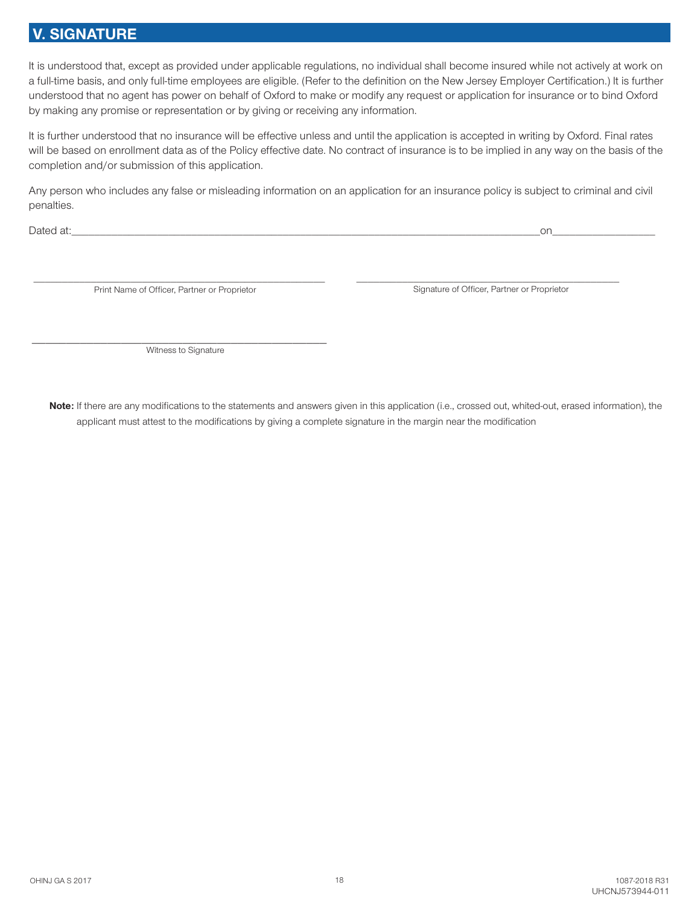## V. SIGNATURE

It is understood that, except as provided under applicable regulations, no individual shall become insured while not actively at work on a full-time basis, and only full-time employees are eligible. (Refer to the definition on the New Jersey Employer Certification.) It is further understood that no agent has power on behalf of Oxford to make or modify any request or application for insurance or to bind Oxford by making any promise or representation or by giving or receiving any information.

It is further understood that no insurance will be effective unless and until the application is accepted in writing by Oxford. Final rates will be based on enrollment data as of the Policy effective date. No contract of insurance is to be implied in any way on the basis of the completion and/or submission of this application.

Any person who includes any false or misleading information on an application for an insurance policy is subject to criminal and civil penalties.

Dated at:______________________________________________________________________________on__________________

_______________________________________________
Print Name of Officer, Partner or Proprietor

_______________________________________________
Signature of Officer, Partner or Proprietor

_______________________________________________
Witness to Signature

**Note:** If there are any modifications to the statements and answers given in this application (i.e., crossed out, whited-out, erased information), the applicant must attest to the modifications by giving a complete signature in the margin near the modification

OHINJ GA S 2017

1087-2018 R31
UHCNJ573944-011